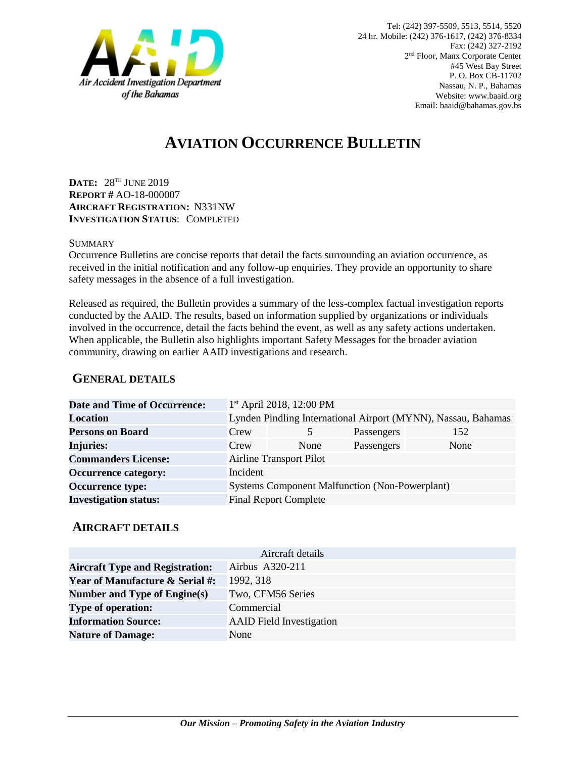Air Accident Investigation Department of the Bahamas

Tel: (242) 397-5509, 5513, 5514, 5520
24 hr. Mobile: (242) 376-1617, (242) 376-8334
Fax: (242) 327-2192
2nd Floor, Manx Corporate Center
#45 West Bay Street
P. O. Box CB-11702
Nassau, N. P., Bahamas
Website: www.baaid.org
Email: baaid@bahamas.gov.bs

# AVIATION OCCURRENCE BULLETIN

**DATE:** 28TH JUNE 2019
**REPORT #** AO-18-000007
**AIRCRAFT REGISTRATION:** N331NW
**INVESTIGATION STATUS**: COMPLETED

SUMMARY

Occurrence Bulletins are concise reports that detail the facts surrounding an aviation occurrence, as received in the initial notification and any follow-up enquiries. They provide an opportunity to share safety messages in the absence of a full investigation.

Released as required, the Bulletin provides a summary of the less-complex factual investigation reports conducted by the AAID. The results, based on information supplied by organizations or individuals involved in the occurrence, detail the facts behind the event, as well as any safety actions undertaken. When applicable, the Bulletin also highlights important Safety Messages for the broader aviation community, drawing on earlier AAID investigations and research.

## GENERAL DETAILS

| | | | | |
|---|---|---|---|---|
| **Date and Time of Occurrence:** | 1st April 2018, 12:00 PM | | | |
| **Location** | Lynden Pindling International Airport (MYNN), Nassau, Bahamas | | | |
| **Persons on Board** | Crew | 5 | Passengers | 152 |
| **Injuries:** | Crew | None | Passengers | None |
| **Commanders License:** | Airline Transport Pilot | | | |
| **Occurrence category:** | Incident | | | |
| **Occurrence type:** | Systems Component Malfunction (Non-Powerplant) | | | |
| **Investigation status:** | Final Report Complete | | | |

## AIRCRAFT DETAILS

| Aircraft details | |
|---|---|
| **Aircraft Type and Registration:** | Airbus A320-211 |
| **Year of Manufacture & Serial #:** | 1992, 318 |
| **Number and Type of Engine(s)** | Two, CFM56 Series |
| **Type of operation:** | Commercial |
| **Information Source:** | AAID Field Investigation |
| **Nature of Damage:** | None |

***Our Mission – Promoting Safety in the Aviation Industry***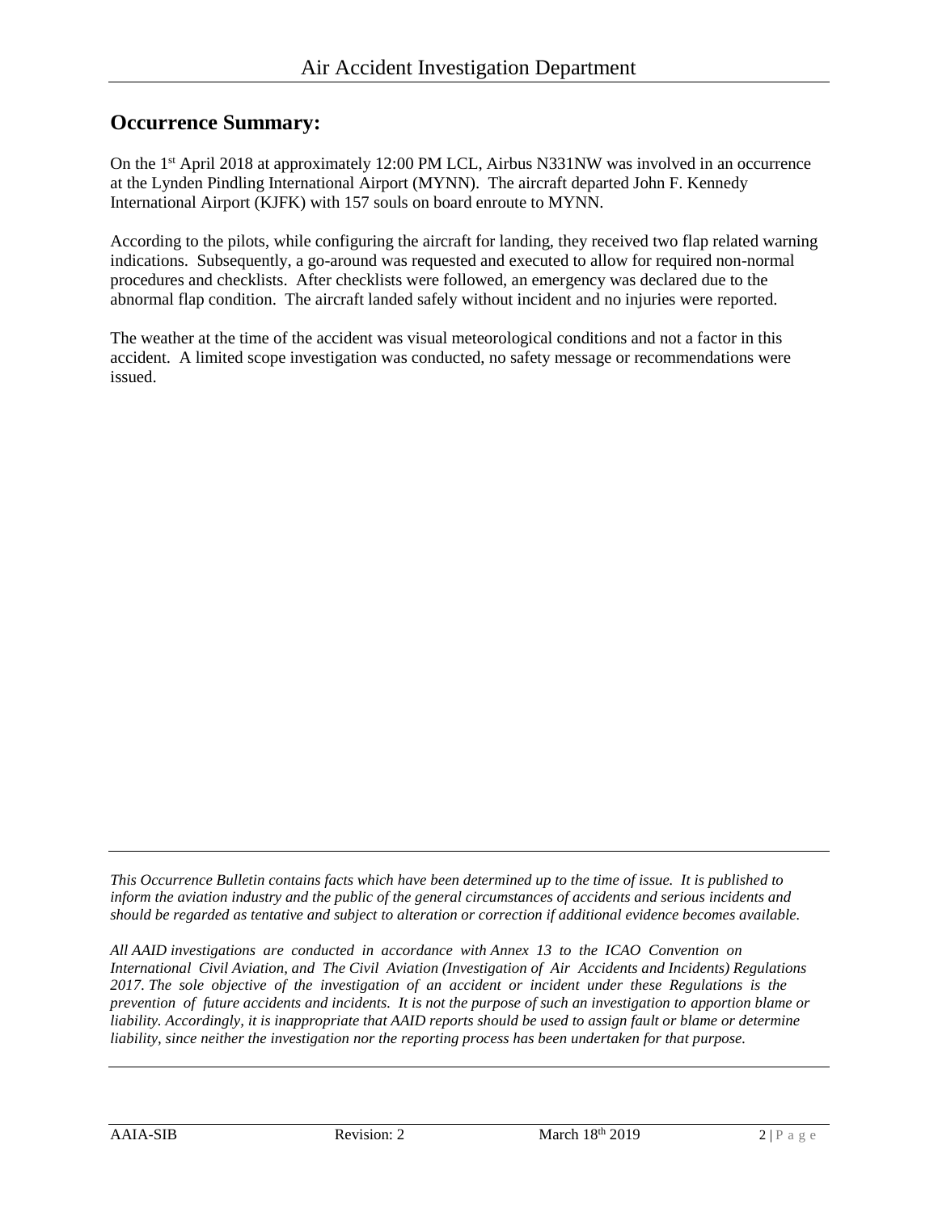## Occurrence Summary:

On the 1st April 2018 at approximately 12:00 PM LCL, Airbus N331NW was involved in an occurrence at the Lynden Pindling International Airport (MYNN). The aircraft departed John F. Kennedy International Airport (KJFK) with 157 souls on board enroute to MYNN.

According to the pilots, while configuring the aircraft for landing, they received two flap related warning indications. Subsequently, a go-around was requested and executed to allow for required non-normal procedures and checklists. After checklists were followed, an emergency was declared due to the abnormal flap condition. The aircraft landed safely without incident and no injuries were reported.

The weather at the time of the accident was visual meteorological conditions and not a factor in this accident. A limited scope investigation was conducted, no safety message or recommendations were issued.

---

*This Occurrence Bulletin contains facts which have been determined up to the time of issue. It is published to inform the aviation industry and the public of the general circumstances of accidents and serious incidents and should be regarded as tentative and subject to alteration or correction if additional evidence becomes available.*

*All AAID investigations are conducted in accordance with Annex 13 to the ICAO Convention on International Civil Aviation, and The Civil Aviation (Investigation of Air Accidents and Incidents) Regulations 2017. The sole objective of the investigation of an accident or incident under these Regulations is the prevention of future accidents and incidents. It is not the purpose of such an investigation to apportion blame or liability. Accordingly, it is inappropriate that AAID reports should be used to assign fault or blame or determine liability, since neither the investigation nor the reporting process has been undertaken for that purpose.*